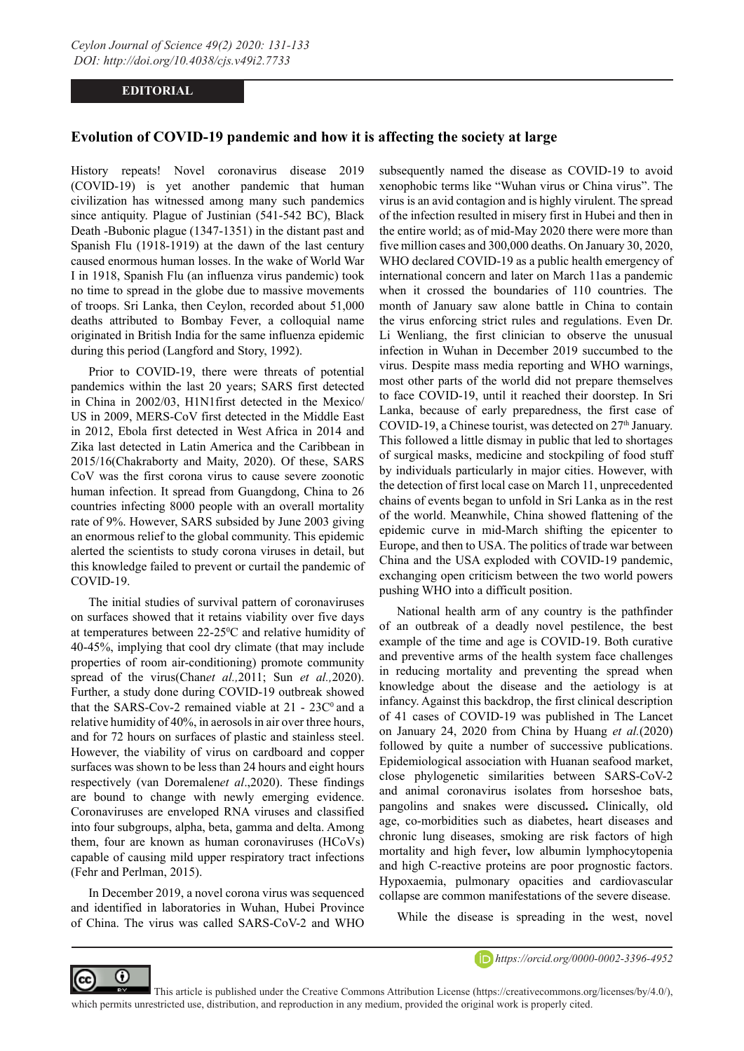EDITORIAL

# Evolution of COVID-19 pandemic and how it is affecting the society at large

History repeats! Novel coronavirus disease 2019 (COVID-19) is yet another pandemic that human civilization has witnessed among many such pandemics since antiquity. Plague of Justinian (541-542 BC), Black Death -Bubonic plague (1347-1351) in the distant past and Spanish Flu (1918-1919) at the dawn of the last century caused enormous human losses. In the wake of World War I in 1918, Spanish Flu (an influenza virus pandemic) took no time to spread in the globe due to massive movements of troops. Sri Lanka, then Ceylon, recorded about 51,000 deaths attributed to Bombay Fever, a colloquial name originated in British India for the same influenza epidemic during this period (Langford and Story, 1992).

Prior to COVID-19, there were threats of potential pandemics within the last 20 years; SARS first detected in China in 2002/03, H1N1first detected in the Mexico/ US in 2009, MERS-CoV first detected in the Middle East in 2012, Ebola first detected in West Africa in 2014 and Zika last detected in Latin America and the Caribbean in 2015/16(Chakraborty and Maity, 2020). Of these, SARS CoV was the first corona virus to cause severe zoonotic human infection. It spread from Guangdong, China to 26 countries infecting 8000 people with an overall mortality rate of 9%. However, SARS subsided by June 2003 giving an enormous relief to the global community. This epidemic alerted the scientists to study corona viruses in detail, but this knowledge failed to prevent or curtail the pandemic of COVID-19.

The initial studies of survival pattern of coronaviruses on surfaces showed that it retains viability over five days at temperatures between 22-25$^0$C and relative humidity of 40-45%, implying that cool dry climate (that may include properties of room air-conditioning) promote community spread of the virus(Chan*et al.,*2011; Sun *et al.,*2020). Further, a study done during COVID-19 outbreak showed that the SARS-Cov-2 remained viable at 21 - 23C$^0$ and a relative humidity of 40%, in aerosols in air over three hours, and for 72 hours on surfaces of plastic and stainless steel. However, the viability of virus on cardboard and copper surfaces was shown to be less than 24 hours and eight hours respectively (van Doremalen*et al*.,2020). These findings are bound to change with newly emerging evidence. Coronaviruses are enveloped RNA viruses and classified into four subgroups, alpha, beta, gamma and delta. Among them, four are known as human coronaviruses (HCoVs) capable of causing mild upper respiratory tract infections (Fehr and Perlman, 2015).

In December 2019, a novel corona virus was sequenced and identified in laboratories in Wuhan, Hubei Province of China. The virus was called SARS-CoV-2 and WHO subsequently named the disease as COVID-19 to avoid xenophobic terms like "Wuhan virus or China virus". The virus is an avid contagion and is highly virulent. The spread of the infection resulted in misery first in Hubei and then in the entire world; as of mid-May 2020 there were more than five million cases and 300,000 deaths. On January 30, 2020, WHO declared COVID-19 as a public health emergency of international concern and later on March 11as a pandemic when it crossed the boundaries of 110 countries. The month of January saw alone battle in China to contain the virus enforcing strict rules and regulations. Even Dr. Li Wenliang, the first clinician to observe the unusual infection in Wuhan in December 2019 succumbed to the virus. Despite mass media reporting and WHO warnings, most other parts of the world did not prepare themselves to face COVID-19, until it reached their doorstep. In Sri Lanka, because of early preparedness, the first case of COVID-19, a Chinese tourist, was detected on 27$^{th}$ January. This followed a little dismay in public that led to shortages of surgical masks, medicine and stockpiling of food stuff by individuals particularly in major cities. However, with the detection of first local case on March 11, unprecedented chains of events began to unfold in Sri Lanka as in the rest of the world. Meanwhile, China showed flattening of the epidemic curve in mid-March shifting the epicenter to Europe, and then to USA. The politics of trade war between China and the USA exploded with COVID-19 pandemic, exchanging open criticism between the two world powers pushing WHO into a difficult position.

National health arm of any country is the pathfinder of an outbreak of a deadly novel pestilence, the best example of the time and age is COVID-19. Both curative and preventive arms of the health system face challenges in reducing mortality and preventing the spread when knowledge about the disease and the aetiology is at infancy. Against this backdrop, the first clinical description of 41 cases of COVID-19 was published in The Lancet on January 24, 2020 from China by Huang *et al.*(2020) followed by quite a number of successive publications. Epidemiological association with Huanan seafood market, close phylogenetic similarities between SARS-CoV-2 and animal coronavirus isolates from horseshoe bats, pangolins and snakes were discussed**.** Clinically, old age, co-morbidities such as diabetes, heart diseases and chronic lung diseases, smoking are risk factors of high mortality and high fever**,** low albumin lymphocytopenia and high C-reactive proteins are poor prognostic factors. Hypoxaemia, pulmonary opacities and cardiovascular collapse are common manifestations of the severe disease.

While the disease is spreading in the west, novel

*https://orcid.org/0000-0002-3396-4952*

This article is published under the Creative Commons Attribution License (https://creativecommons.org/licenses/by/4.0/), which permits unrestricted use, distribution, and reproduction in any medium, provided the original work is properly cited.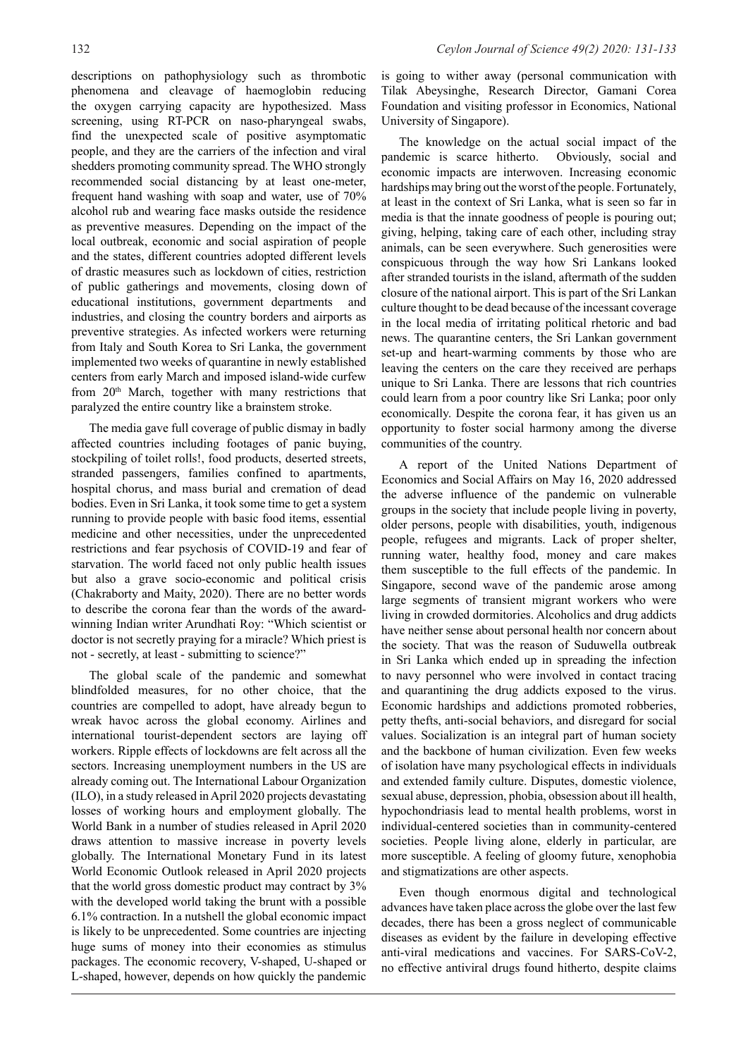descriptions on pathophysiology such as thrombotic phenomena and cleavage of haemoglobin reducing the oxygen carrying capacity are hypothesized. Mass screening, using RT-PCR on naso-pharyngeal swabs, find the unexpected scale of positive asymptomatic people, and they are the carriers of the infection and viral shedders promoting community spread. The WHO strongly recommended social distancing by at least one-meter, frequent hand washing with soap and water, use of 70% alcohol rub and wearing face masks outside the residence as preventive measures. Depending on the impact of the local outbreak, economic and social aspiration of people and the states, different countries adopted different levels of drastic measures such as lockdown of cities, restriction of public gatherings and movements, closing down of educational institutions, government departments and industries, and closing the country borders and airports as preventive strategies. As infected workers were returning from Italy and South Korea to Sri Lanka, the government implemented two weeks of quarantine in newly established centers from early March and imposed island-wide curfew from 20th March, together with many restrictions that paralyzed the entire country like a brainstem stroke.

The media gave full coverage of public dismay in badly affected countries including footages of panic buying, stockpiling of toilet rolls!, food products, deserted streets, stranded passengers, families confined to apartments, hospital chorus, and mass burial and cremation of dead bodies. Even in Sri Lanka, it took some time to get a system running to provide people with basic food items, essential medicine and other necessities, under the unprecedented restrictions and fear psychosis of COVID-19 and fear of starvation. The world faced not only public health issues but also a grave socio-economic and political crisis (Chakraborty and Maity, 2020). There are no better words to describe the corona fear than the words of the award-winning Indian writer Arundhati Roy: "Which scientist or doctor is not secretly praying for a miracle? Which priest is not - secretly, at least - submitting to science?"

The global scale of the pandemic and somewhat blindfolded measures, for no other choice, that the countries are compelled to adopt, have already begun to wreak havoc across the global economy. Airlines and international tourist-dependent sectors are laying off workers. Ripple effects of lockdowns are felt across all the sectors. Increasing unemployment numbers in the US are already coming out. The International Labour Organization (ILO), in a study released in April 2020 projects devastating losses of working hours and employment globally. The World Bank in a number of studies released in April 2020 draws attention to massive increase in poverty levels globally. The International Monetary Fund in its latest World Economic Outlook released in April 2020 projects that the world gross domestic product may contract by 3% with the developed world taking the brunt with a possible 6.1% contraction. In a nutshell the global economic impact is likely to be unprecedented. Some countries are injecting huge sums of money into their economies as stimulus packages. The economic recovery, V-shaped, U-shaped or L-shaped, however, depends on how quickly the pandemic is going to wither away (personal communication with Tilak Abeysinghe, Research Director, Gamani Corea Foundation and visiting professor in Economics, National University of Singapore).

The knowledge on the actual social impact of the pandemic is scarce hitherto. Obviously, social and economic impacts are interwoven. Increasing economic hardships may bring out the worst of the people. Fortunately, at least in the context of Sri Lanka, what is seen so far in media is that the innate goodness of people is pouring out; giving, helping, taking care of each other, including stray animals, can be seen everywhere. Such generosities were conspicuous through the way how Sri Lankans looked after stranded tourists in the island, aftermath of the sudden closure of the national airport. This is part of the Sri Lankan culture thought to be dead because of the incessant coverage in the local media of irritating political rhetoric and bad news. The quarantine centers, the Sri Lankan government set-up and heart-warming comments by those who are leaving the centers on the care they received are perhaps unique to Sri Lanka. There are lessons that rich countries could learn from a poor country like Sri Lanka; poor only economically. Despite the corona fear, it has given us an opportunity to foster social harmony among the diverse communities of the country.

A report of the United Nations Department of Economics and Social Affairs on May 16, 2020 addressed the adverse influence of the pandemic on vulnerable groups in the society that include people living in poverty, older persons, people with disabilities, youth, indigenous people, refugees and migrants. Lack of proper shelter, running water, healthy food, money and care makes them susceptible to the full effects of the pandemic. In Singapore, second wave of the pandemic arose among large segments of transient migrant workers who were living in crowded dormitories. Alcoholics and drug addicts have neither sense about personal health nor concern about the society. That was the reason of Suduwella outbreak in Sri Lanka which ended up in spreading the infection to navy personnel who were involved in contact tracing and quarantining the drug addicts exposed to the virus. Economic hardships and addictions promoted robberies, petty thefts, anti-social behaviors, and disregard for social values. Socialization is an integral part of human society and the backbone of human civilization. Even few weeks of isolation have many psychological effects in individuals and extended family culture. Disputes, domestic violence, sexual abuse, depression, phobia, obsession about ill health, hypochondriasis lead to mental health problems, worst in individual-centered societies than in community-centered societies. People living alone, elderly in particular, are more susceptible. A feeling of gloomy future, xenophobia and stigmatizations are other aspects.

Even though enormous digital and technological advances have taken place across the globe over the last few decades, there has been a gross neglect of communicable diseases as evident by the failure in developing effective anti-viral medications and vaccines. For SARS-CoV-2, no effective antiviral drugs found hitherto, despite claims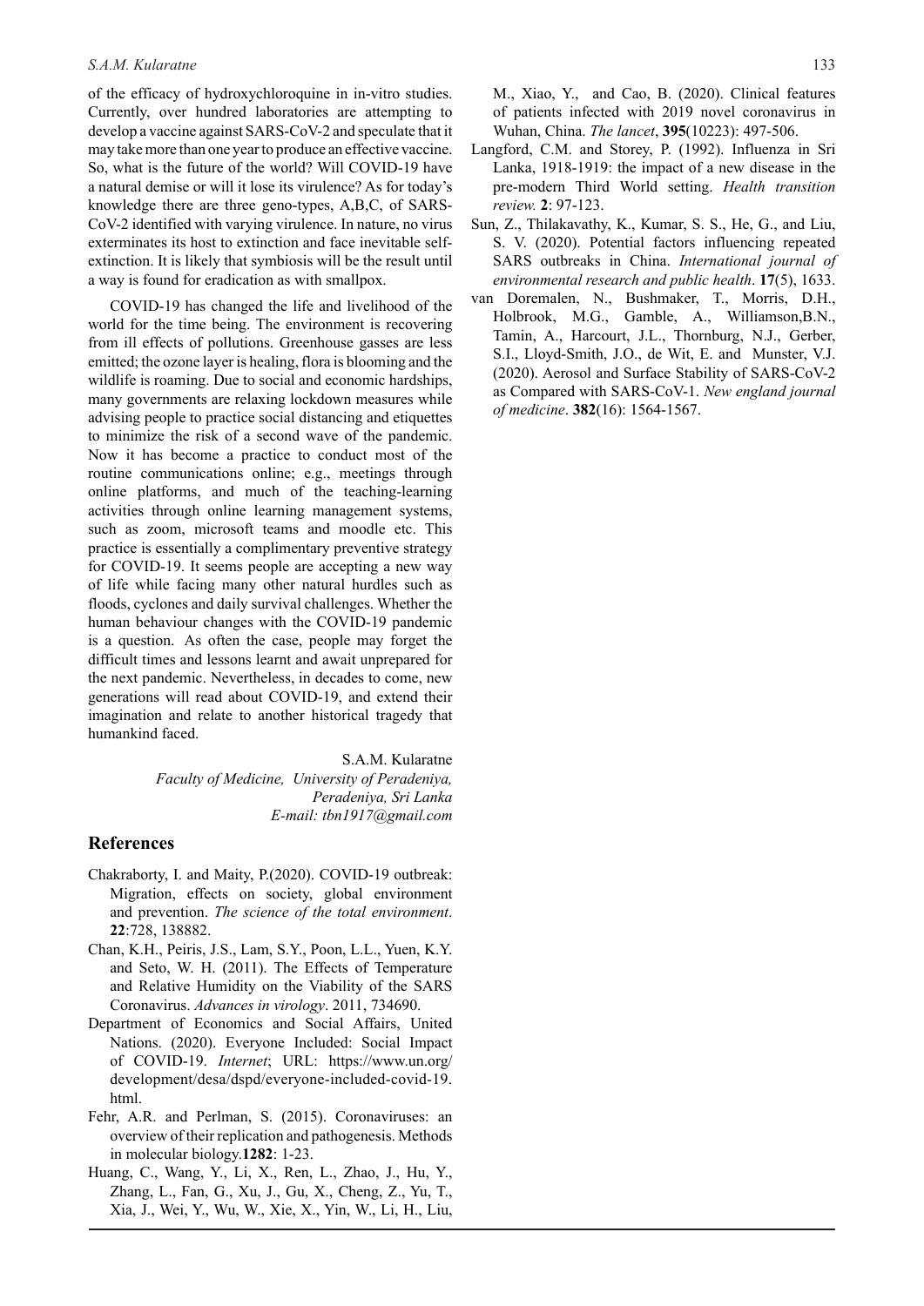of the efficacy of hydroxychloroquine in in-vitro studies. Currently, over hundred laboratories are attempting to develop a vaccine against SARS-CoV-2 and speculate that it may take more than one year to produce an effective vaccine. So, what is the future of the world? Will COVID-19 have a natural demise or will it lose its virulence? As for today's knowledge there are three geno-types, A,B,C, of SARS-CoV-2 identified with varying virulence. In nature, no virus exterminates its host to extinction and face inevitable self-extinction. It is likely that symbiosis will be the result until a way is found for eradication as with smallpox.

COVID-19 has changed the life and livelihood of the world for the time being. The environment is recovering from ill effects of pollutions. Greenhouse gasses are less emitted; the ozone layer is healing, flora is blooming and the wildlife is roaming. Due to social and economic hardships, many governments are relaxing lockdown measures while advising people to practice social distancing and etiquettes to minimize the risk of a second wave of the pandemic. Now it has become a practice to conduct most of the routine communications online; e.g., meetings through online platforms, and much of the teaching-learning activities through online learning management systems, such as zoom, microsoft teams and moodle etc. This practice is essentially a complimentary preventive strategy for COVID-19. It seems people are accepting a new way of life while facing many other natural hurdles such as floods, cyclones and daily survival challenges. Whether the human behaviour changes with the COVID-19 pandemic is a question. As often the case, people may forget the difficult times and lessons learnt and await unprepared for the next pandemic. Nevertheless, in decades to come, new generations will read about COVID-19, and extend their imagination and relate to another historical tragedy that humankind faced.

S.A.M. Kularatne
*Faculty of Medicine, University of Peradeniya, Peradeniya, Sri Lanka*
*E-mail: tbn1917@gmail.com*

## References

Chakraborty, I. and Maity, P.(2020). COVID-19 outbreak: Migration, effects on society, global environment and prevention. *The science of the total environment*. **22**:728, 138882.

Chan, K.H., Peiris, J.S., Lam, S.Y., Poon, L.L., Yuen, K.Y. and Seto, W. H. (2011). The Effects of Temperature and Relative Humidity on the Viability of the SARS Coronavirus. *Advances in virology*. 2011, 734690.

Department of Economics and Social Affairs, United Nations. (2020). Everyone Included: Social Impact of COVID-19. *Internet*; URL: https://www.un.org/development/desa/dspd/everyone-included-covid-19.html.

Fehr, A.R. and Perlman, S. (2015). Coronaviruses: an overview of their replication and pathogenesis. Methods in molecular biology.**1282**: 1-23.

Huang, C., Wang, Y., Li, X., Ren, L., Zhao, J., Hu, Y., Zhang, L., Fan, G., Xu, J., Gu, X., Cheng, Z., Yu, T., Xia, J., Wei, Y., Wu, W., Xie, X., Yin, W., Li, H., Liu, M., Xiao, Y., and Cao, B. (2020). Clinical features of patients infected with 2019 novel coronavirus in Wuhan, China. *The lancet*, **395**(10223): 497-506.

Langford, C.M. and Storey, P. (1992). Influenza in Sri Lanka, 1918-1919: the impact of a new disease in the pre-modern Third World setting. *Health transition review.* **2**: 97-123.

Sun, Z., Thilakavathy, K., Kumar, S. S., He, G., and Liu, S. V. (2020). Potential factors influencing repeated SARS outbreaks in China. *International journal of environmental research and public health*. **17**(5), 1633.

van Doremalen, N., Bushmaker, T., Morris, D.H., Holbrook, M.G., Gamble, A., Williamson,B.N., Tamin, A., Harcourt, J.L., Thornburg, N.J., Gerber, S.I., Lloyd-Smith, J.O., de Wit, E. and Munster, V.J. (2020). Aerosol and Surface Stability of SARS-CoV-2 as Compared with SARS-CoV-1. *New england journal of medicine*. **382**(16): 1564-1567.